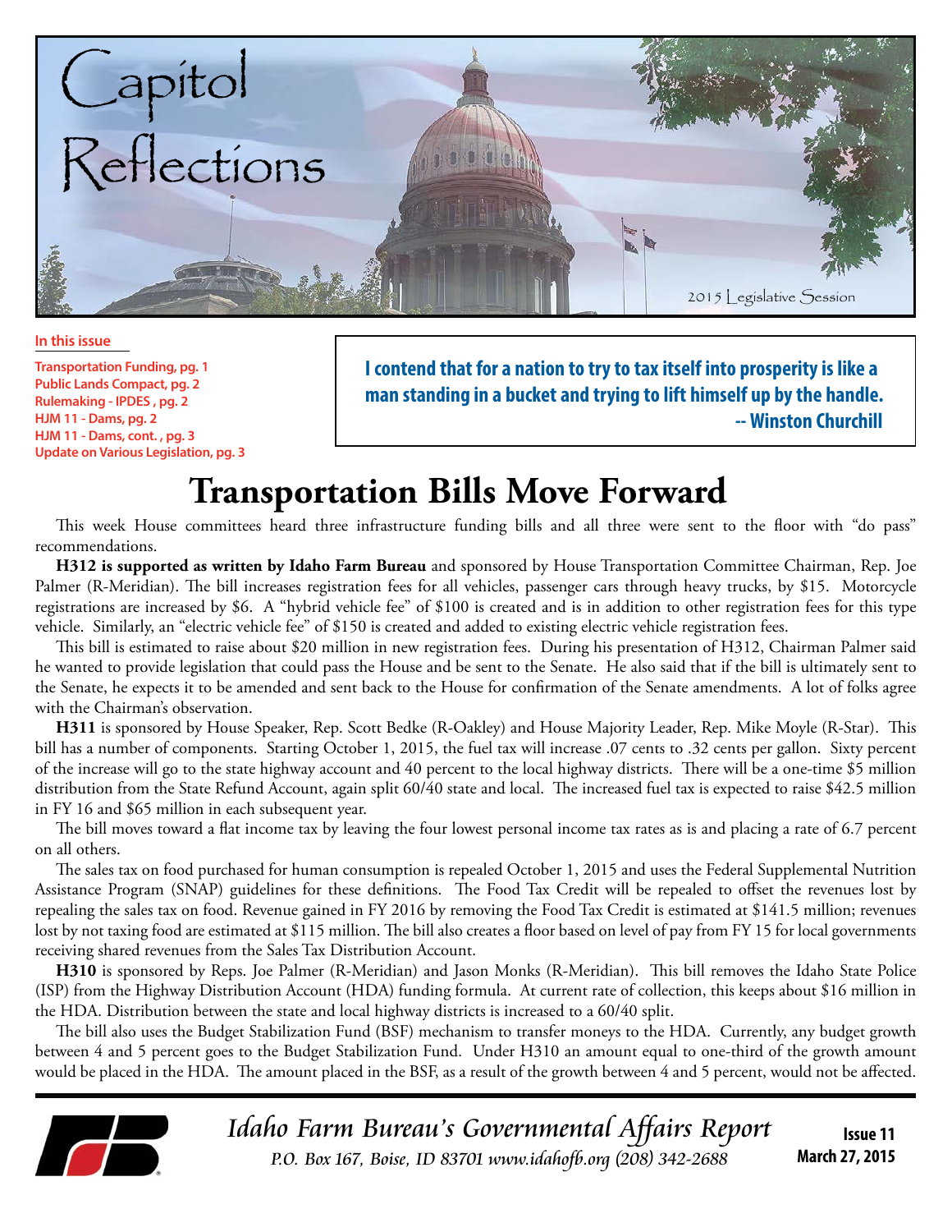# Capitol Reflections

2015 Legislative Session

**In this issue**

- Transportation Funding, pg. 1
- Public Lands Compact, pg. 2
- Rulemaking - IPDES , pg. 2
- HJM 11 - Dams, pg. 2
- HJM 11 - Dams, cont. , pg. 3
- Update on Various Legislation, pg. 3

> **I contend that for a nation to try to tax itself into prosperity is like a man standing in a bucket and trying to lift himself up by the handle.**
> **-- Winston Churchill**

# Transportation Bills Move Forward

This week House committees heard three infrastructure funding bills and all three were sent to the floor with "do pass" recommendations.

**H312 is supported as written by Idaho Farm Bureau** and sponsored by House Transportation Committee Chairman, Rep. Joe Palmer (R-Meridian). The bill increases registration fees for all vehicles, passenger cars through heavy trucks, by $15. Motorcycle registrations are increased by $6. A "hybrid vehicle fee" of $100 is created and is in addition to other registration fees for this type vehicle. Similarly, an "electric vehicle fee" of $150 is created and added to existing electric vehicle registration fees.

This bill is estimated to raise about $20 million in new registration fees. During his presentation of H312, Chairman Palmer said he wanted to provide legislation that could pass the House and be sent to the Senate. He also said that if the bill is ultimately sent to the Senate, he expects it to be amended and sent back to the House for confirmation of the Senate amendments. A lot of folks agree with the Chairman's observation.

**H311** is sponsored by House Speaker, Rep. Scott Bedke (R-Oakley) and House Majority Leader, Rep. Mike Moyle (R-Star). This bill has a number of components. Starting October 1, 2015, the fuel tax will increase .07 cents to .32 cents per gallon. Sixty percent of the increase will go to the state highway account and 40 percent to the local highway districts. There will be a one-time $5 million distribution from the State Refund Account, again split 60/40 state and local. The increased fuel tax is expected to raise $42.5 million in FY 16 and $65 million in each subsequent year.

The bill moves toward a flat income tax by leaving the four lowest personal income tax rates as is and placing a rate of 6.7 percent on all others.

The sales tax on food purchased for human consumption is repealed October 1, 2015 and uses the Federal Supplemental Nutrition Assistance Program (SNAP) guidelines for these definitions. The Food Tax Credit will be repealed to offset the revenues lost by repealing the sales tax on food. Revenue gained in FY 2016 by removing the Food Tax Credit is estimated at $141.5 million; revenues lost by not taxing food are estimated at $115 million. The bill also creates a floor based on level of pay from FY 15 for local governments receiving shared revenues from the Sales Tax Distribution Account.

**H310** is sponsored by Reps. Joe Palmer (R-Meridian) and Jason Monks (R-Meridian). This bill removes the Idaho State Police (ISP) from the Highway Distribution Account (HDA) funding formula. At current rate of collection, this keeps about $16 million in the HDA. Distribution between the state and local highway districts is increased to a 60/40 split.

The bill also uses the Budget Stabilization Fund (BSF) mechanism to transfer moneys to the HDA. Currently, any budget growth between 4 and 5 percent goes to the Budget Stabilization Fund. Under H310 an amount equal to one-third of the growth amount would be placed in the HDA. The amount placed in the BSF, as a result of the growth between 4 and 5 percent, would not be affected.

*Idaho Farm Bureau's Governmental Affairs Report*
*P.O. Box 167, Boise, ID 83701 www.idahofb.org (208) 342-2688*

**Issue 11**
**March 27, 2015**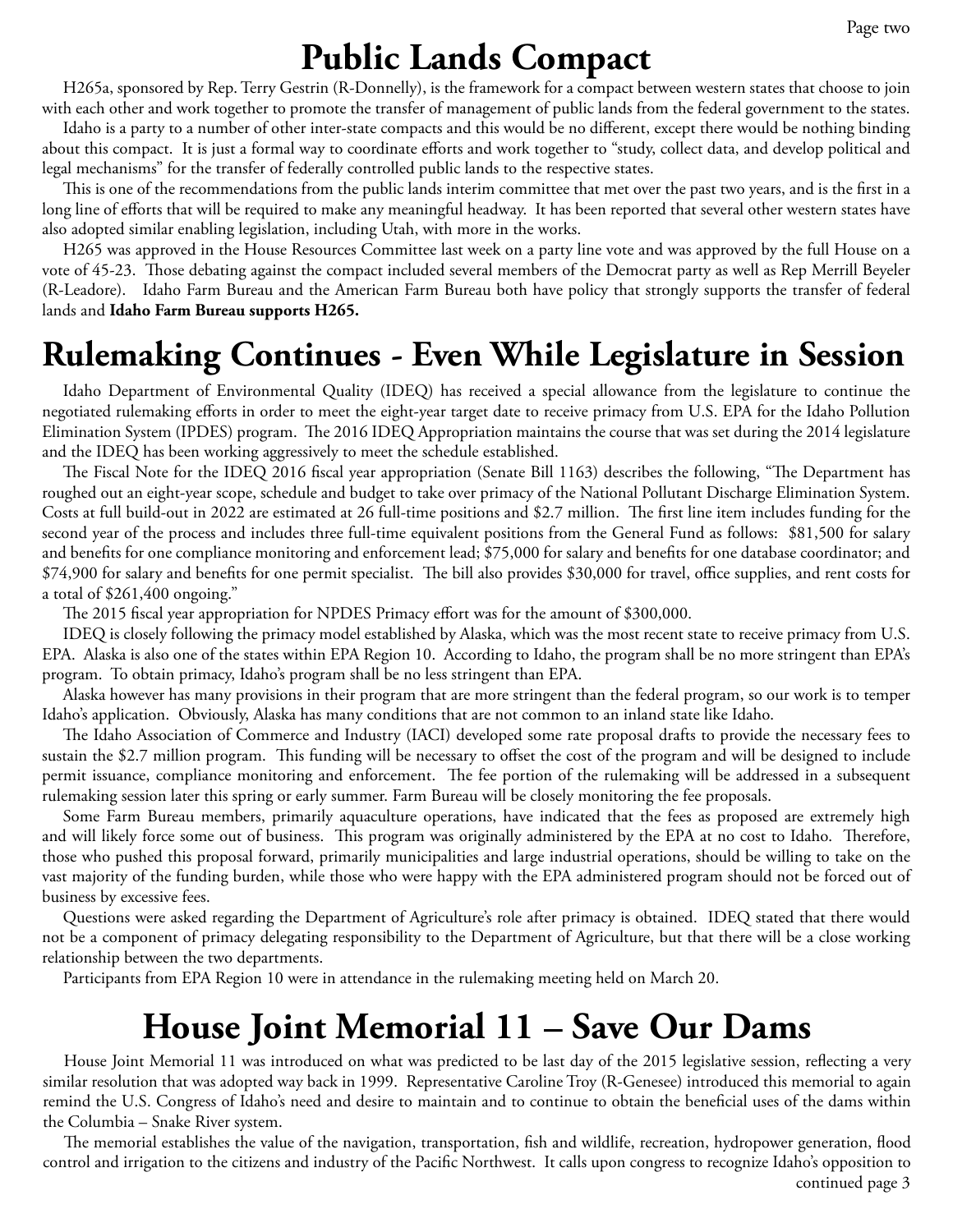# Public Lands Compact

H265a, sponsored by Rep. Terry Gestrin (R-Donnelly), is the framework for a compact between western states that choose to join with each other and work together to promote the transfer of management of public lands from the federal government to the states.

Idaho is a party to a number of other inter-state compacts and this would be no different, except there would be nothing binding about this compact. It is just a formal way to coordinate efforts and work together to "study, collect data, and develop political and legal mechanisms" for the transfer of federally controlled public lands to the respective states.

This is one of the recommendations from the public lands interim committee that met over the past two years, and is the first in a long line of efforts that will be required to make any meaningful headway. It has been reported that several other western states have also adopted similar enabling legislation, including Utah, with more in the works.

H265 was approved in the House Resources Committee last week on a party line vote and was approved by the full House on a vote of 45-23. Those debating against the compact included several members of the Democrat party as well as Rep Merrill Beyeler (R-Leadore). Idaho Farm Bureau and the American Farm Bureau both have policy that strongly supports the transfer of federal lands and **Idaho Farm Bureau supports H265.**

# Rulemaking Continues - Even While Legislature in Session

Idaho Department of Environmental Quality (IDEQ) has received a special allowance from the legislature to continue the negotiated rulemaking efforts in order to meet the eight-year target date to receive primacy from U.S. EPA for the Idaho Pollution Elimination System (IPDES) program. The 2016 IDEQ Appropriation maintains the course that was set during the 2014 legislature and the IDEQ has been working aggressively to meet the schedule established.

The Fiscal Note for the IDEQ 2016 fiscal year appropriation (Senate Bill 1163) describes the following, "The Department has roughed out an eight-year scope, schedule and budget to take over primacy of the National Pollutant Discharge Elimination System. Costs at full build-out in 2022 are estimated at 26 full-time positions and $2.7 million. The first line item includes funding for the second year of the process and includes three full-time equivalent positions from the General Fund as follows: $81,500 for salary and benefits for one compliance monitoring and enforcement lead; $75,000 for salary and benefits for one database coordinator; and $74,900 for salary and benefits for one permit specialist. The bill also provides $30,000 for travel, office supplies, and rent costs for a total of $261,400 ongoing."

The 2015 fiscal year appropriation for NPDES Primacy effort was for the amount of $300,000.

IDEQ is closely following the primacy model established by Alaska, which was the most recent state to receive primacy from U.S. EPA. Alaska is also one of the states within EPA Region 10. According to Idaho, the program shall be no more stringent than EPA's program. To obtain primacy, Idaho's program shall be no less stringent than EPA.

Alaska however has many provisions in their program that are more stringent than the federal program, so our work is to temper Idaho's application. Obviously, Alaska has many conditions that are not common to an inland state like Idaho.

The Idaho Association of Commerce and Industry (IACI) developed some rate proposal drafts to provide the necessary fees to sustain the $2.7 million program. This funding will be necessary to offset the cost of the program and will be designed to include permit issuance, compliance monitoring and enforcement. The fee portion of the rulemaking will be addressed in a subsequent rulemaking session later this spring or early summer. Farm Bureau will be closely monitoring the fee proposals.

Some Farm Bureau members, primarily aquaculture operations, have indicated that the fees as proposed are extremely high and will likely force some out of business. This program was originally administered by the EPA at no cost to Idaho. Therefore, those who pushed this proposal forward, primarily municipalities and large industrial operations, should be willing to take on the vast majority of the funding burden, while those who were happy with the EPA administered program should not be forced out of business by excessive fees.

Questions were asked regarding the Department of Agriculture's role after primacy is obtained. IDEQ stated that there would not be a component of primacy delegating responsibility to the Department of Agriculture, but that there will be a close working relationship between the two departments.

Participants from EPA Region 10 were in attendance in the rulemaking meeting held on March 20.

# House Joint Memorial 11 – Save Our Dams

House Joint Memorial 11 was introduced on what was predicted to be last day of the 2015 legislative session, reflecting a very similar resolution that was adopted way back in 1999. Representative Caroline Troy (R-Genesee) introduced this memorial to again remind the U.S. Congress of Idaho's need and desire to maintain and to continue to obtain the beneficial uses of the dams within the Columbia – Snake River system.

The memorial establishes the value of the navigation, transportation, fish and wildlife, recreation, hydropower generation, flood control and irrigation to the citizens and industry of the Pacific Northwest. It calls upon congress to recognize Idaho's opposition to

continued page 3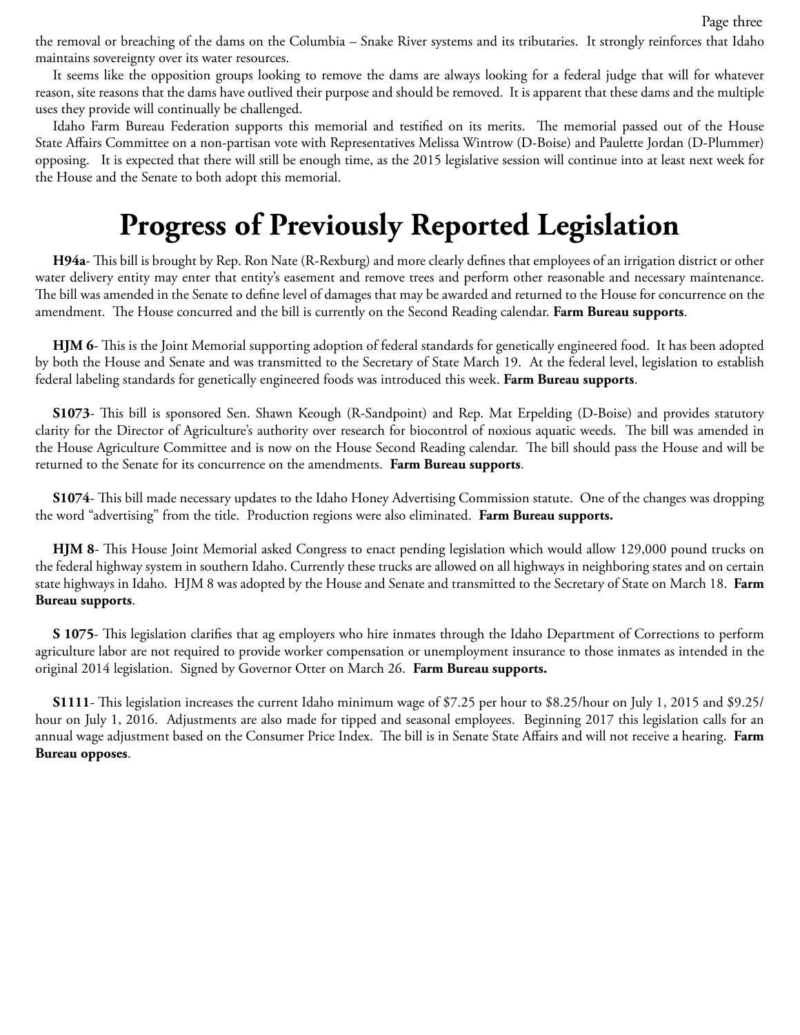the removal or breaching of the dams on the Columbia – Snake River systems and its tributaries. It strongly reinforces that Idaho maintains sovereignty over its water resources.

It seems like the opposition groups looking to remove the dams are always looking for a federal judge that will for whatever reason, site reasons that the dams have outlived their purpose and should be removed. It is apparent that these dams and the multiple uses they provide will continually be challenged.

Idaho Farm Bureau Federation supports this memorial and testified on its merits. The memorial passed out of the House State Affairs Committee on a non-partisan vote with Representatives Melissa Wintrow (D-Boise) and Paulette Jordan (D-Plummer) opposing. It is expected that there will still be enough time, as the 2015 legislative session will continue into at least next week for the House and the Senate to both adopt this memorial.

# Progress of Previously Reported Legislation

**H94a**- This bill is brought by Rep. Ron Nate (R-Rexburg) and more clearly defines that employees of an irrigation district or other water delivery entity may enter that entity's easement and remove trees and perform other reasonable and necessary maintenance. The bill was amended in the Senate to define level of damages that may be awarded and returned to the House for concurrence on the amendment. The House concurred and the bill is currently on the Second Reading calendar. **Farm Bureau supports**.

**HJM 6**- This is the Joint Memorial supporting adoption of federal standards for genetically engineered food. It has been adopted by both the House and Senate and was transmitted to the Secretary of State March 19. At the federal level, legislation to establish federal labeling standards for genetically engineered foods was introduced this week. **Farm Bureau supports**.

**S1073**- This bill is sponsored Sen. Shawn Keough (R-Sandpoint) and Rep. Mat Erpelding (D-Boise) and provides statutory clarity for the Director of Agriculture's authority over research for biocontrol of noxious aquatic weeds. The bill was amended in the House Agriculture Committee and is now on the House Second Reading calendar. The bill should pass the House and will be returned to the Senate for its concurrence on the amendments. **Farm Bureau supports**.

**S1074**- This bill made necessary updates to the Idaho Honey Advertising Commission statute. One of the changes was dropping the word "advertising" from the title. Production regions were also eliminated. **Farm Bureau supports.**

**HJM 8**- This House Joint Memorial asked Congress to enact pending legislation which would allow 129,000 pound trucks on the federal highway system in southern Idaho. Currently these trucks are allowed on all highways in neighboring states and on certain state highways in Idaho. HJM 8 was adopted by the House and Senate and transmitted to the Secretary of State on March 18. **Farm Bureau supports**.

**S 1075**- This legislation clarifies that ag employers who hire inmates through the Idaho Department of Corrections to perform agriculture labor are not required to provide worker compensation or unemployment insurance to those inmates as intended in the original 2014 legislation. Signed by Governor Otter on March 26. **Farm Bureau supports.**

**S1111**- This legislation increases the current Idaho minimum wage of $7.25 per hour to $8.25/hour on July 1, 2015 and $9.25/hour on July 1, 2016. Adjustments are also made for tipped and seasonal employees. Beginning 2017 this legislation calls for an annual wage adjustment based on the Consumer Price Index. The bill is in Senate State Affairs and will not receive a hearing. **Farm Bureau opposes**.